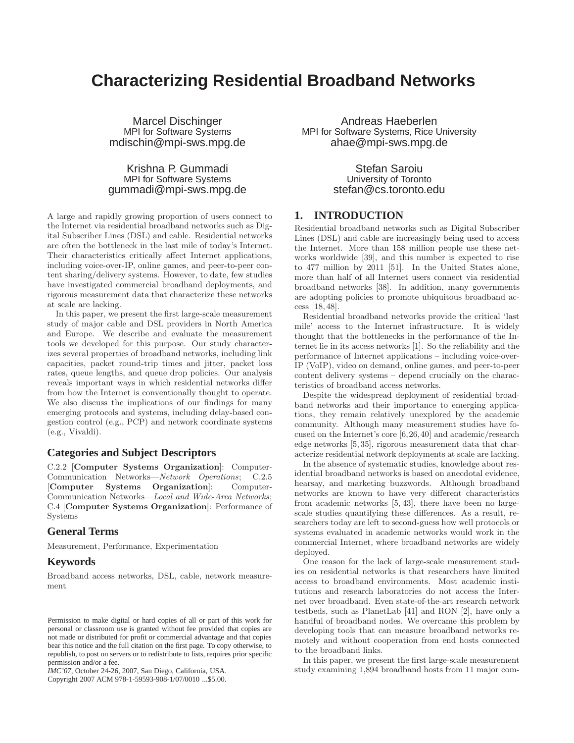# Characterizing Residential Broadband Networks

Marcel Dischinger
MPI for Software Systems
mdischin@mpi-sws.mpg.de

Andreas Haeberlen
MPI for Software Systems, Rice University
ahae@mpi-sws.mpg.de

Krishna P. Gummadi
MPI for Software Systems
gummadi@mpi-sws.mpg.de

Stefan Saroiu
University of Toronto
stefan@cs.toronto.edu

A large and rapidly growing proportion of users connect to the Internet via residential broadband networks such as Digital Subscriber Lines (DSL) and cable. Residential networks are often the bottleneck in the last mile of today's Internet. Their characteristics critically affect Internet applications, including voice-over-IP, online games, and peer-to-peer content sharing/delivery systems. However, to date, few studies have investigated commercial broadband deployments, and rigorous measurement data that characterize these networks at scale are lacking.

In this paper, we present the first large-scale measurement study of major cable and DSL providers in North America and Europe. We describe and evaluate the measurement tools we developed for this purpose. Our study characterizes several properties of broadband networks, including link capacities, packet round-trip times and jitter, packet loss rates, queue lengths, and queue drop policies. Our analysis reveals important ways in which residential networks differ from how the Internet is conventionally thought to operate. We also discuss the implications of our findings for many emerging protocols and systems, including delay-based congestion control (e.g., PCP) and network coordinate systems (e.g., Vivaldi).

## Categories and Subject Descriptors

C.2.2 [**Computer Systems Organization**]: Computer-Communication Networks—*Network Operations*; C.2.5 [**Computer Systems Organization**]: Computer-Communication Networks—*Local and Wide-Area Networks*; C.4 [**Computer Systems Organization**]: Performance of Systems

## General Terms

Measurement, Performance, Experimentation

## Keywords

Broadband access networks, DSL, cable, network measurement

Permission to make digital or hard copies of all or part of this work for personal or classroom use is granted without fee provided that copies are not made or distributed for profit or commercial advantage and that copies bear this notice and the full citation on the first page. To copy otherwise, to republish, to post on servers or to redistribute to lists, requires prior specific permission and/or a fee.
*IMC'07*, October 24-26, 2007, San Diego, California, USA.
Copyright 2007 ACM 978-1-59593-908-1/07/0010 ...$5.00.

## 1. INTRODUCTION

Residential broadband networks such as Digital Subscriber Lines (DSL) and cable are increasingly being used to access the Internet. More than 158 million people use these networks worldwide [39], and this number is expected to rise to 477 million by 2011 [51]. In the United States alone, more than half of all Internet users connect via residential broadband networks [38]. In addition, many governments are adopting policies to promote ubiquitous broadband access [18,48].

Residential broadband networks provide the critical 'last mile' access to the Internet infrastructure. It is widely thought that the bottlenecks in the performance of the Internet lie in its access networks [1]. So the reliability and the performance of Internet applications – including voice-over-IP (VoIP), video on demand, online games, and peer-to-peer content delivery systems – depend crucially on the characteristics of broadband access networks.

Despite the widespread deployment of residential broadband networks and their importance to emerging applications, they remain relatively unexplored by the academic community. Although many measurement studies have focused on the Internet's core [6,26,40] and academic/research edge networks [5,35], rigorous measurement data that characterize residential network deployments at scale are lacking.

In the absence of systematic studies, knowledge about residential broadband networks is based on anecdotal evidence, hearsay, and marketing buzzwords. Although broadband networks are known to have very different characteristics from academic networks [5, 43], there have been no large-scale studies quantifying these differences. As a result, researchers today are left to second-guess how well protocols or systems evaluated in academic networks would work in the commercial Internet, where broadband networks are widely deployed.

One reason for the lack of large-scale measurement studies on residential networks is that researchers have limited access to broadband environments. Most academic institutions and research laboratories do not access the Internet over broadband. Even state-of-the-art research network testbeds, such as PlanetLab [41] and RON [2], have only a handful of broadband nodes. We overcame this problem by developing tools that can measure broadband networks remotely and without cooperation from end hosts connected to the broadband links.

In this paper, we present the first large-scale measurement study examining 1,894 broadband hosts from 11 major com-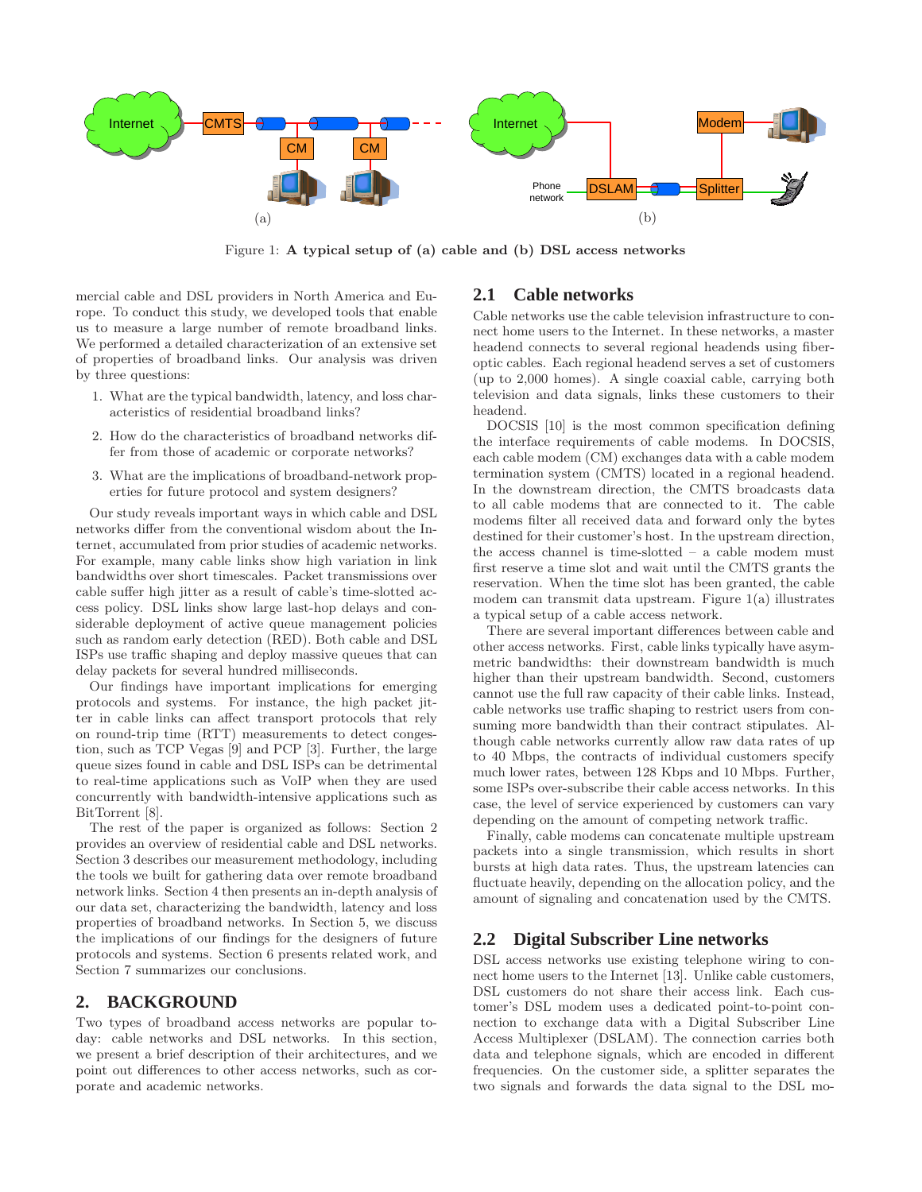Internet
CMTS
CM
CM
(a)

Internet
Modem
Phone network
DSLAM
Splitter
(b)

Figure 1: **A typical setup of (a) cable and (b) DSL access networks**

mercial cable and DSL providers in North America and Europe. To conduct this study, we developed tools that enable us to measure a large number of remote broadband links. We performed a detailed characterization of an extensive set of properties of broadband links. Our analysis was driven by three questions:

1. What are the typical bandwidth, latency, and loss characteristics of residential broadband links?
2. How do the characteristics of broadband networks differ from those of academic or corporate networks?
3. What are the implications of broadband-network properties for future protocol and system designers?

Our study reveals important ways in which cable and DSL networks differ from the conventional wisdom about the Internet, accumulated from prior studies of academic networks. For example, many cable links show high variation in link bandwidths over short timescales. Packet transmissions over cable suffer high jitter as a result of cable's time-slotted access policy. DSL links show large last-hop delays and considerable deployment of active queue management policies such as random early detection (RED). Both cable and DSL ISPs use traffic shaping and deploy massive queues that can delay packets for several hundred milliseconds.

Our findings have important implications for emerging protocols and systems. For instance, the high packet jitter in cable links can affect transport protocols that rely on round-trip time (RTT) measurements to detect congestion, such as TCP Vegas [9] and PCP [3]. Further, the large queue sizes found in cable and DSL ISPs can be detrimental to real-time applications such as VoIP when they are used concurrently with bandwidth-intensive applications such as BitTorrent [8].

The rest of the paper is organized as follows: Section 2 provides an overview of residential cable and DSL networks. Section 3 describes our measurement methodology, including the tools we built for gathering data over remote broadband network links. Section 4 then presents an in-depth analysis of our data set, characterizing the bandwidth, latency and loss properties of broadband networks. In Section 5, we discuss the implications of our findings for the designers of future protocols and systems. Section 6 presents related work, and Section 7 summarizes our conclusions.

## 2. BACKGROUND

Two types of broadband access networks are popular today: cable networks and DSL networks. In this section, we present a brief description of their architectures, and we point out differences to other access networks, such as corporate and academic networks.

### 2.1 Cable networks

Cable networks use the cable television infrastructure to connect home users to the Internet. In these networks, a master headend connects to several regional headends using fiber-optic cables. Each regional headend serves a set of customers (up to 2,000 homes). A single coaxial cable, carrying both television and data signals, links these customers to their headend.

DOCSIS [10] is the most common specification defining the interface requirements of cable modems. In DOCSIS, each cable modem (CM) exchanges data with a cable modem termination system (CMTS) located in a regional headend. In the downstream direction, the CMTS broadcasts data to all cable modems that are connected to it. The cable modems filter all received data and forward only the bytes destined for their customer's host. In the upstream direction, the access channel is time-slotted – a cable modem must first reserve a time slot and wait until the CMTS grants the reservation. When the time slot has been granted, the cable modem can transmit data upstream. Figure 1(a) illustrates a typical setup of a cable access network.

There are several important differences between cable and other access networks. First, cable links typically have asymmetric bandwidths: their downstream bandwidth is much higher than their upstream bandwidth. Second, customers cannot use the full raw capacity of their cable links. Instead, cable networks use traffic shaping to restrict users from consuming more bandwidth than their contract stipulates. Although cable networks currently allow raw data rates of up to 40 Mbps, the contracts of individual customers specify much lower rates, between 128 Kbps and 10 Mbps. Further, some ISPs over-subscribe their cable access networks. In this case, the level of service experienced by customers can vary depending on the amount of competing network traffic.

Finally, cable modems can concatenate multiple upstream packets into a single transmission, which results in short bursts at high data rates. Thus, the upstream latencies can fluctuate heavily, depending on the allocation policy, and the amount of signaling and concatenation used by the CMTS.

### 2.2 Digital Subscriber Line networks

DSL access networks use existing telephone wiring to connect home users to the Internet [13]. Unlike cable customers, DSL customers do not share their access link. Each customer's DSL modem uses a dedicated point-to-point connection to exchange data with a Digital Subscriber Line Access Multiplexer (DSLAM). The connection carries both data and telephone signals, which are encoded in different frequencies. On the customer side, a splitter separates the two signals and forwards the data signal to the DSL mo-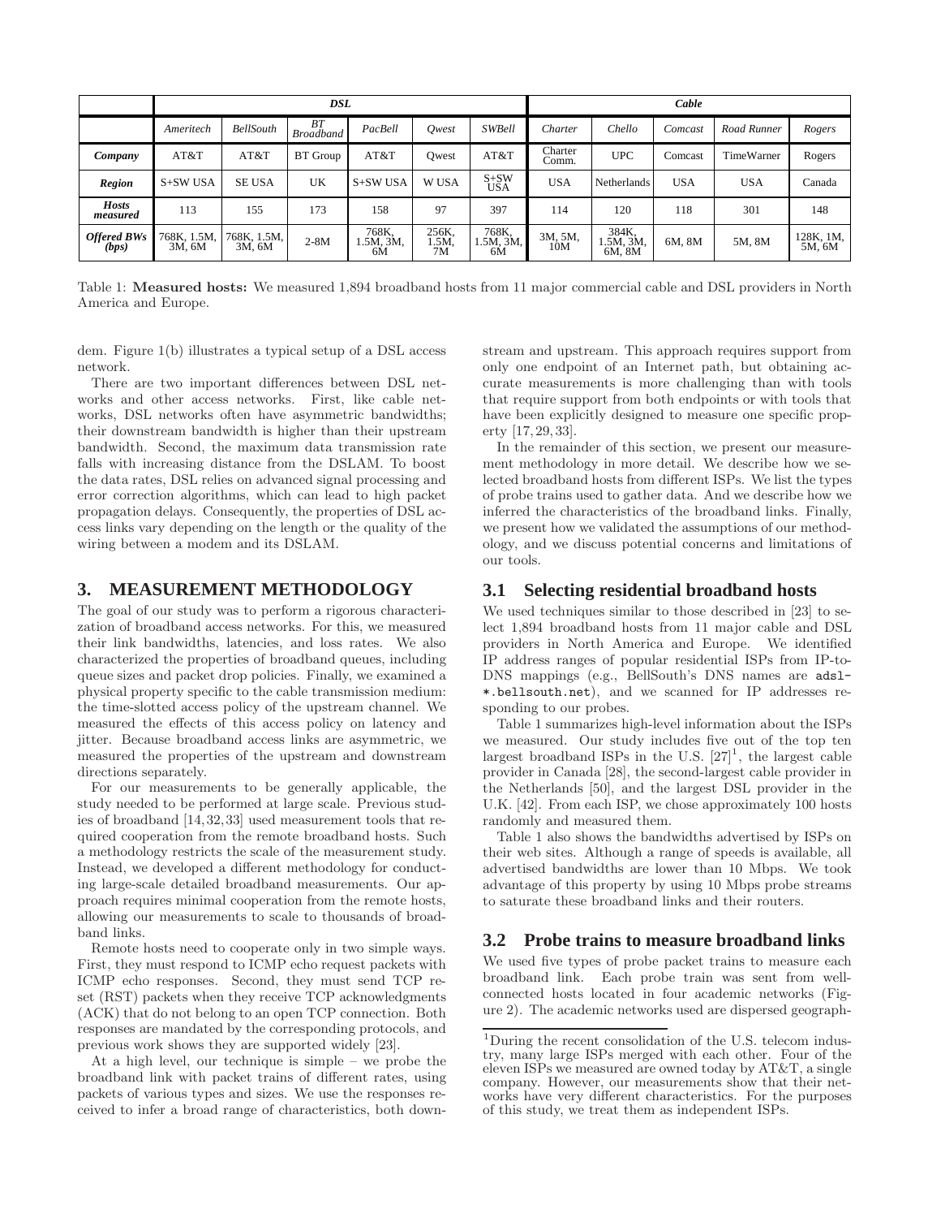| | *DSL* | | | | | | *Cable* | | | | |
|---|---|---|---|---|---|---|---|---|---|---|---|
| | *Ameritech* | *BellSouth* | *BT Broadband* | *PacBell* | *Qwest* | *SWBell* | *Charter* | *Chello* | *Comcast* | *Road Runner* | *Rogers* |
| ***Company*** | AT&T | AT&T | BT Group | AT&T | Qwest | AT&T | Charter Comm. | UPC | Comcast | TimeWarner | Rogers |
| ***Region*** | S+SW USA | SE USA | UK | S+SW USA | W USA | S+SW USA | USA | Netherlands | USA | USA | Canada |
| ***Hosts measured*** | 113 | 155 | 173 | 158 | 97 | 397 | 114 | 120 | 118 | 301 | 148 |
| ***Offered BWs (bps)*** | 768K, 1.5M, 3M, 6M | 768K, 1.5M, 3M, 6M | 2-8M | 768K, 1.5M, 3M, 6M | 256K, 1.5M, 7M | 768K, 1.5M, 3M, 6M | 3M, 5M, 10M | 384K, 1.5M, 3M, 6M, 8M | 6M, 8M | 5M, 8M | 128K, 1M, 5M, 6M |

Table 1: **Measured hosts:** We measured 1,894 broadband hosts from 11 major commercial cable and DSL providers in North America and Europe.

dem. Figure 1(b) illustrates a typical setup of a DSL access network.

There are two important differences between DSL networks and other access networks. First, like cable networks, DSL networks often have asymmetric bandwidths; their downstream bandwidth is higher than their upstream bandwidth. Second, the maximum data transmission rate falls with increasing distance from the DSLAM. To boost the data rates, DSL relies on advanced signal processing and error correction algorithms, which can lead to high packet propagation delays. Consequently, the properties of DSL access links vary depending on the length or the quality of the wiring between a modem and its DSLAM.

## 3. MEASUREMENT METHODOLOGY

The goal of our study was to perform a rigorous characterization of broadband access networks. For this, we measured their link bandwidths, latencies, and loss rates. We also characterized the properties of broadband queues, including queue sizes and packet drop policies. Finally, we examined a physical property specific to the cable transmission medium: the time-slotted access policy of the upstream channel. We measured the effects of this access policy on latency and jitter. Because broadband access links are asymmetric, we measured the properties of the upstream and downstream directions separately.

For our measurements to be generally applicable, the study needed to be performed at large scale. Previous studies of broadband [14, 32, 33] used measurement tools that required cooperation from the remote broadband hosts. Such a methodology restricts the scale of the measurement study. Instead, we developed a different methodology for conducting large-scale detailed broadband measurements. Our approach requires minimal cooperation from the remote hosts, allowing our measurements to scale to thousands of broadband links.

Remote hosts need to cooperate only in two simple ways. First, they must respond to ICMP echo request packets with ICMP echo responses. Second, they must send TCP reset (RST) packets when they receive TCP acknowledgments (ACK) that do not belong to an open TCP connection. Both responses are mandated by the corresponding protocols, and previous work shows they are supported widely [23].

At a high level, our technique is simple – we probe the broadband link with packet trains of different rates, using packets of various types and sizes. We use the responses received to infer a broad range of characteristics, both downstream and upstream. This approach requires support from only one endpoint of an Internet path, but obtaining accurate measurements is more challenging than with tools that require support from both endpoints or with tools that have been explicitly designed to measure one specific property [17, 29, 33].

In the remainder of this section, we present our measurement methodology in more detail. We describe how we selected broadband hosts from different ISPs. We list the types of probe trains used to gather data. And we describe how we inferred the characteristics of the broadband links. Finally, we present how we validated the assumptions of our methodology, and we discuss potential concerns and limitations of our tools.

### 3.1 Selecting residential broadband hosts

We used techniques similar to those described in [23] to select 1,894 broadband hosts from 11 major cable and DSL providers in North America and Europe. We identified IP address ranges of popular residential ISPs from IP-to-DNS mappings (e.g., BellSouth's DNS names are `adsl-*.bellsouth.net`), and we scanned for IP addresses responding to our probes.

Table 1 summarizes high-level information about the ISPs we measured. Our study includes five out of the top ten largest broadband ISPs in the U.S. [27][1], the largest cable provider in Canada [28], the second-largest cable provider in the Netherlands [50], and the largest DSL provider in the U.K. [42]. From each ISP, we chose approximately 100 hosts randomly and measured them.

Table 1 also shows the bandwidths advertised by ISPs on their web sites. Although a range of speeds is available, all advertised bandwidths are lower than 10 Mbps. We took advantage of this property by using 10 Mbps probe streams to saturate these broadband links and their routers.

### 3.2 Probe trains to measure broadband links

We used five types of probe packet trains to measure each broadband link. Each probe train was sent from well-connected hosts located in four academic networks (Figure 2). The academic networks used are dispersed geograph-

[1] During the recent consolidation of the U.S. telecom industry, many large ISPs merged with each other. Four of the eleven ISPs we measured are owned today by AT&T, a single company. However, our measurements show that their networks have very different characteristics. For the purposes of this study, we treat them as independent ISPs.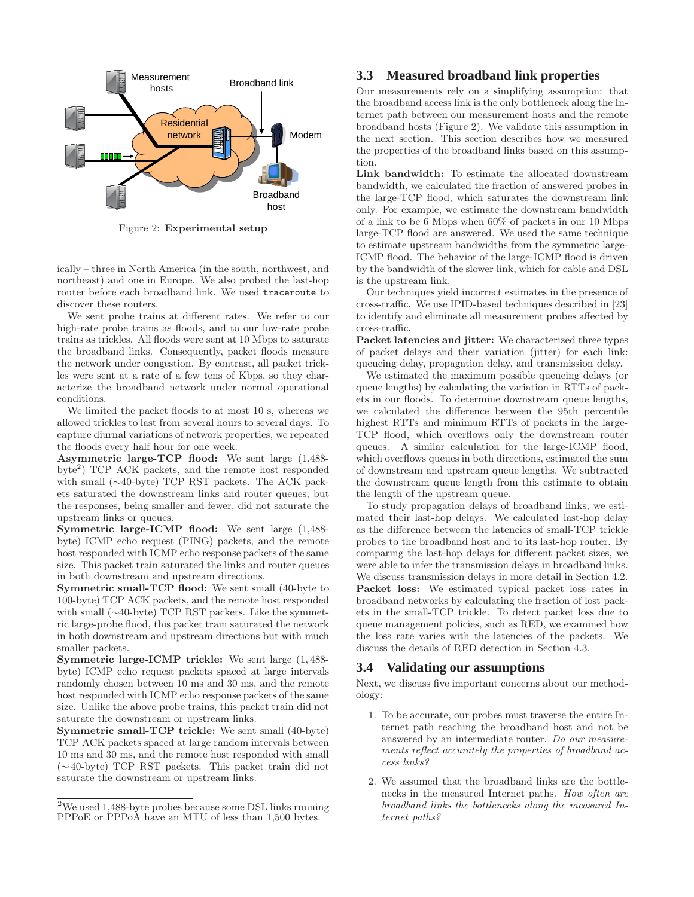Figure 2: **Experimental setup**

ically – three in North America (in the south, northwest, and northeast) and one in Europe. We also probed the last-hop router before each broadband link. We used `traceroute` to discover these routers.

We sent probe trains at different rates. We refer to our high-rate probe trains as floods, and to our low-rate probe trains as trickles. All floods were sent at 10 Mbps to saturate the broadband links. Consequently, packet floods measure the network under congestion. By contrast, all packet trickles were sent at a rate of a few tens of Kbps, so they characterize the broadband network under normal operational conditions.

We limited the packet floods to at most 10 s, whereas we allowed trickles to last from several hours to several days. To capture diurnal variations of network properties, we repeated the floods every half hour for one week.

**Asymmetric large-TCP flood:** We sent large (1,488-byte[2]) TCP ACK packets, and the remote host responded with small (∼40-byte) TCP RST packets. The ACK packets saturated the downstream links and router queues, but the responses, being smaller and fewer, did not saturate the upstream links or queues.

**Symmetric large-ICMP flood:** We sent large (1,488-byte) ICMP echo request (PING) packets, and the remote host responded with ICMP echo response packets of the same size. This packet train saturated the links and router queues in both downstream and upstream directions.

**Symmetric small-TCP flood:** We sent small (40-byte to 100-byte) TCP ACK packets, and the remote host responded with small (∼40-byte) TCP RST packets. Like the symmetric large-probe flood, this packet train saturated the network in both downstream and upstream directions but with much smaller packets.

**Symmetric large-ICMP trickle:** We sent large (1, 488-byte) ICMP echo request packets spaced at large intervals randomly chosen between 10 ms and 30 ms, and the remote host responded with ICMP echo response packets of the same size. Unlike the above probe trains, this packet train did not saturate the downstream or upstream links.

**Symmetric small-TCP trickle:** We sent small (40-byte) TCP ACK packets spaced at large random intervals between 10 ms and 30 ms, and the remote host responded with small (∼40-byte) TCP RST packets. This packet train did not saturate the downstream or upstream links.

[2]We used 1,488-byte probes because some DSL links running PPPoE or PPPoA have an MTU of less than 1,500 bytes.

## 3.3 Measured broadband link properties

Our measurements rely on a simplifying assumption: that the broadband access link is the only bottleneck along the Internet path between our measurement hosts and the remote broadband hosts (Figure 2). We validate this assumption in the next section. This section describes how we measured the properties of the broadband links based on this assumption.

**Link bandwidth:** To estimate the allocated downstream bandwidth, we calculated the fraction of answered probes in the large-TCP flood, which saturates the downstream link only. For example, we estimate the downstream bandwidth of a link to be 6 Mbps when 60% of packets in our 10 Mbps large-TCP flood are answered. We used the same technique to estimate upstream bandwidths from the symmetric large-ICMP flood. The behavior of the large-ICMP flood is driven by the bandwidth of the slower link, which for cable and DSL is the upstream link.

Our techniques yield incorrect estimates in the presence of cross-traffic. We use IPID-based techniques described in [23] to identify and eliminate all measurement probes affected by cross-traffic.

**Packet latencies and jitter:** We characterized three types of packet delays and their variation (jitter) for each link: queueing delay, propagation delay, and transmission delay.

We estimated the maximum possible queueing delays (or queue lengths) by calculating the variation in RTTs of packets in our floods. To determine downstream queue lengths, we calculated the difference between the 95th percentile highest RTTs and minimum RTTs of packets in the large-TCP flood, which overflows only the downstream router queues. A similar calculation for the large-ICMP flood, which overflows queues in both directions, estimated the sum of downstream and upstream queue lengths. We subtracted the downstream queue length from this estimate to obtain the length of the upstream queue.

To study propagation delays of broadband links, we estimated their last-hop delays. We calculated last-hop delay as the difference between the latencies of small-TCP trickle probes to the broadband host and to its last-hop router. By comparing the last-hop delays for different packet sizes, we were able to infer the transmission delays in broadband links. We discuss transmission delays in more detail in Section 4.2.

**Packet loss:** We estimated typical packet loss rates in broadband networks by calculating the fraction of lost packets in the small-TCP trickle. To detect packet loss due to queue management policies, such as RED, we examined how the loss rate varies with the latencies of the packets. We discuss the details of RED detection in Section 4.3.

## 3.4 Validating our assumptions

Next, we discuss five important concerns about our methodology:

1. To be accurate, our probes must traverse the entire Internet path reaching the broadband host and not be answered by an intermediate router. *Do our measurements reflect accurately the properties of broadband access links?*

2. We assumed that the broadband links are the bottlenecks in the measured Internet paths. *How often are broadband links the bottlenecks along the measured Internet paths?*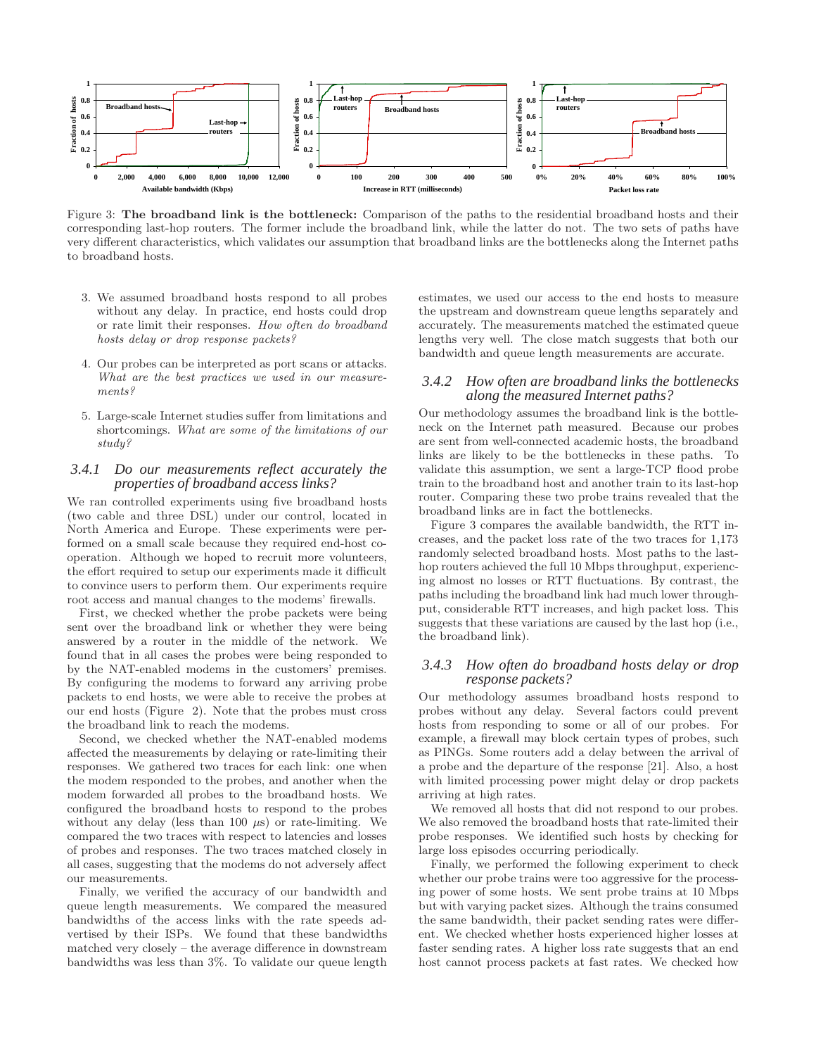1
0.8
0.6
0.4
0.2
0
Fraction of hosts
0 2,000 4,000 6,000 8,000 10,000 12,000
Available bandwidth (Kbps)
Broadband hosts
Last-hop routers

1
0.8
0.6
0.4
0.2
0
Fraction of hosts
0 100 200 300 400 500
Increase in RTT (milliseconds)
Last-hop routers
Broadband hosts

1
0.8
0.6
0.4
0.2
0
Fraction of hosts
0% 20% 40% 60% 80% 100%
Packet loss rate
Last-hop routers
Broadband hosts

Figure 3: **The broadband link is the bottleneck:** Comparison of the paths to the residential broadband hosts and their corresponding last-hop routers. The former include the broadband link, while the latter do not. The two sets of paths have very different characteristics, which validates our assumption that broadband links are the bottlenecks along the Internet paths to broadband hosts.

3. We assumed broadband hosts respond to all probes without any delay. In practice, end hosts could drop or rate limit their responses. *How often do broadband hosts delay or drop response packets?*

4. Our probes can be interpreted as port scans or attacks. *What are the best practices we used in our measurements?*

5. Large-scale Internet studies suffer from limitations and shortcomings. *What are some of the limitations of our study?*

### 3.4.1 Do our measurements reflect accurately the properties of broadband access links?

We ran controlled experiments using five broadband hosts (two cable and three DSL) under our control, located in North America and Europe. These experiments were performed on a small scale because they required end-host cooperation. Although we hoped to recruit more volunteers, the effort required to setup our experiments made it difficult to convince users to perform them. Our experiments require root access and manual changes to the modems' firewalls.

First, we checked whether the probe packets were being sent over the broadband link or whether they were being answered by a router in the middle of the network. We found that in all cases the probes were being responded to by the NAT-enabled modems in the customers' premises. By configuring the modems to forward any arriving probe packets to end hosts, we were able to receive the probes at our end hosts (Figure 2). Note that the probes must cross the broadband link to reach the modems.

Second, we checked whether the NAT-enabled modems affected the measurements by delaying or rate-limiting their responses. We gathered two traces for each link: one when the modem responded to the probes, and another when the modem forwarded all probes to the broadband hosts. We configured the broadband hosts to respond to the probes without any delay (less than 100 $\mu$s) or rate-limiting. We compared the two traces with respect to latencies and losses of probes and responses. The two traces matched closely in all cases, suggesting that the modems do not adversely affect our measurements.

Finally, we verified the accuracy of our bandwidth and queue length measurements. We compared the measured bandwidths of the access links with the rate speeds advertised by their ISPs. We found that these bandwidths matched very closely – the average difference in downstream bandwidths was less than 3%. To validate our queue length estimates, we used our access to the end hosts to measure the upstream and downstream queue lengths separately and accurately. The measurements matched the estimated queue lengths very well. The close match suggests that both our bandwidth and queue length measurements are accurate.

### 3.4.2 How often are broadband links the bottlenecks along the measured Internet paths?

Our methodology assumes the broadband link is the bottleneck on the Internet path measured. Because our probes are sent from well-connected academic hosts, the broadband links are likely to be the bottlenecks in these paths. To validate this assumption, we sent a large-TCP flood probe train to the broadband host and another train to its last-hop router. Comparing these two probe trains revealed that the broadband links are in fact the bottlenecks.

Figure 3 compares the available bandwidth, the RTT increases, and the packet loss rate of the two traces for 1,173 randomly selected broadband hosts. Most paths to the last-hop routers achieved the full 10 Mbps throughput, experiencing almost no losses or RTT fluctuations. By contrast, the paths including the broadband link had much lower throughput, considerable RTT increases, and high packet loss. This suggests that these variations are caused by the last hop (i.e., the broadband link).

### 3.4.3 How often do broadband hosts delay or drop response packets?

Our methodology assumes broadband hosts respond to probes without any delay. Several factors could prevent hosts from responding to some or all of our probes. For example, a firewall may block certain types of probes, such as PINGs. Some routers add a delay between the arrival of a probe and the departure of the response [21]. Also, a host with limited processing power might delay or drop packets arriving at high rates.

We removed all hosts that did not respond to our probes. We also removed the broadband hosts that rate-limited their probe responses. We identified such hosts by checking for large loss episodes occurring periodically.

Finally, we performed the following experiment to check whether our probe trains were too aggressive for the processing power of some hosts. We sent probe trains at 10 Mbps but with varying packet sizes. Although the trains consumed the same bandwidth, their packet sending rates were different. We checked whether hosts experienced higher losses at faster sending rates. A higher loss rate suggests that an end host cannot process packets at fast rates. We checked how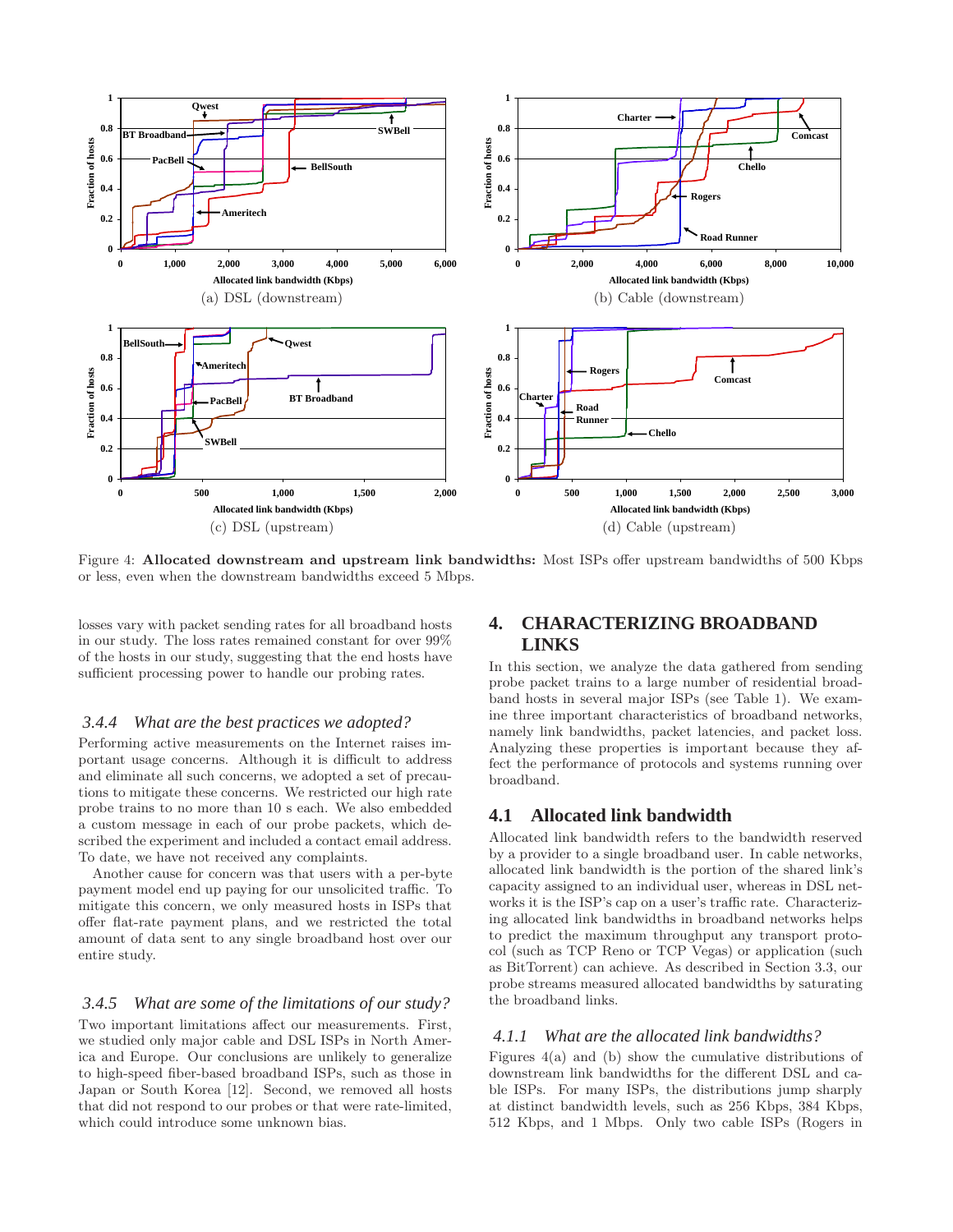Figure 4: **Allocated downstream and upstream link bandwidths:** Most ISPs offer upstream bandwidths of 500 Kbps or less, even when the downstream bandwidths exceed 5 Mbps.

losses vary with packet sending rates for all broadband hosts in our study. The loss rates remained constant for over 99% of the hosts in our study, suggesting that the end hosts have sufficient processing power to handle our probing rates.

### 3.4.4 What are the best practices we adopted?

Performing active measurements on the Internet raises important usage concerns. Although it is difficult to address and eliminate all such concerns, we adopted a set of precautions to mitigate these concerns. We restricted our high rate probe trains to no more than 10 s each. We also embedded a custom message in each of our probe packets, which described the experiment and included a contact email address. To date, we have not received any complaints.

Another cause for concern was that users with a per-byte payment model end up paying for our unsolicited traffic. To mitigate this concern, we only measured hosts in ISPs that offer flat-rate payment plans, and we restricted the total amount of data sent to any single broadband host over our entire study.

### 3.4.5 What are some of the limitations of our study?

Two important limitations affect our measurements. First, we studied only major cable and DSL ISPs in North America and Europe. Our conclusions are unlikely to generalize to high-speed fiber-based broadband ISPs, such as those in Japan or South Korea [12]. Second, we removed all hosts that did not respond to our probes or that were rate-limited, which could introduce some unknown bias.

# 4. CHARACTERIZING BROADBAND LINKS

In this section, we analyze the data gathered from sending probe packet trains to a large number of residential broadband hosts in several major ISPs (see Table 1). We examine three important characteristics of broadband links, namely link bandwidths, packet latencies, and packet loss. Analyzing these properties is important because they affect the performance of protocols and systems running over broadband.

## 4.1 Allocated link bandwidth

Allocated link bandwidth refers to the bandwidth reserved by a provider to a single broadband user. In cable networks, allocated link bandwidth is the portion of the shared link's capacity assigned to an individual user, whereas in DSL networks it is the ISP's cap on a user's traffic rate. Characterizing allocated link bandwidths in broadband networks helps to predict the maximum throughput any transport protocol (such as TCP Reno or TCP Vegas) or application (such as BitTorrent) can achieve. As described in Section 3.3, our probe streams measured allocated bandwidths by saturating the broadband links.

### 4.1.1 What are the allocated link bandwidths?

Figures 4(a) and (b) show the cumulative distributions of downstream link bandwidths for the different DSL and cable ISPs. For many ISPs, the distributions jump sharply at distinct bandwidth levels, such as 256 Kbps, 384 Kbps, 512 Kbps, and 1 Mbps. Only two cable ISPs (Rogers in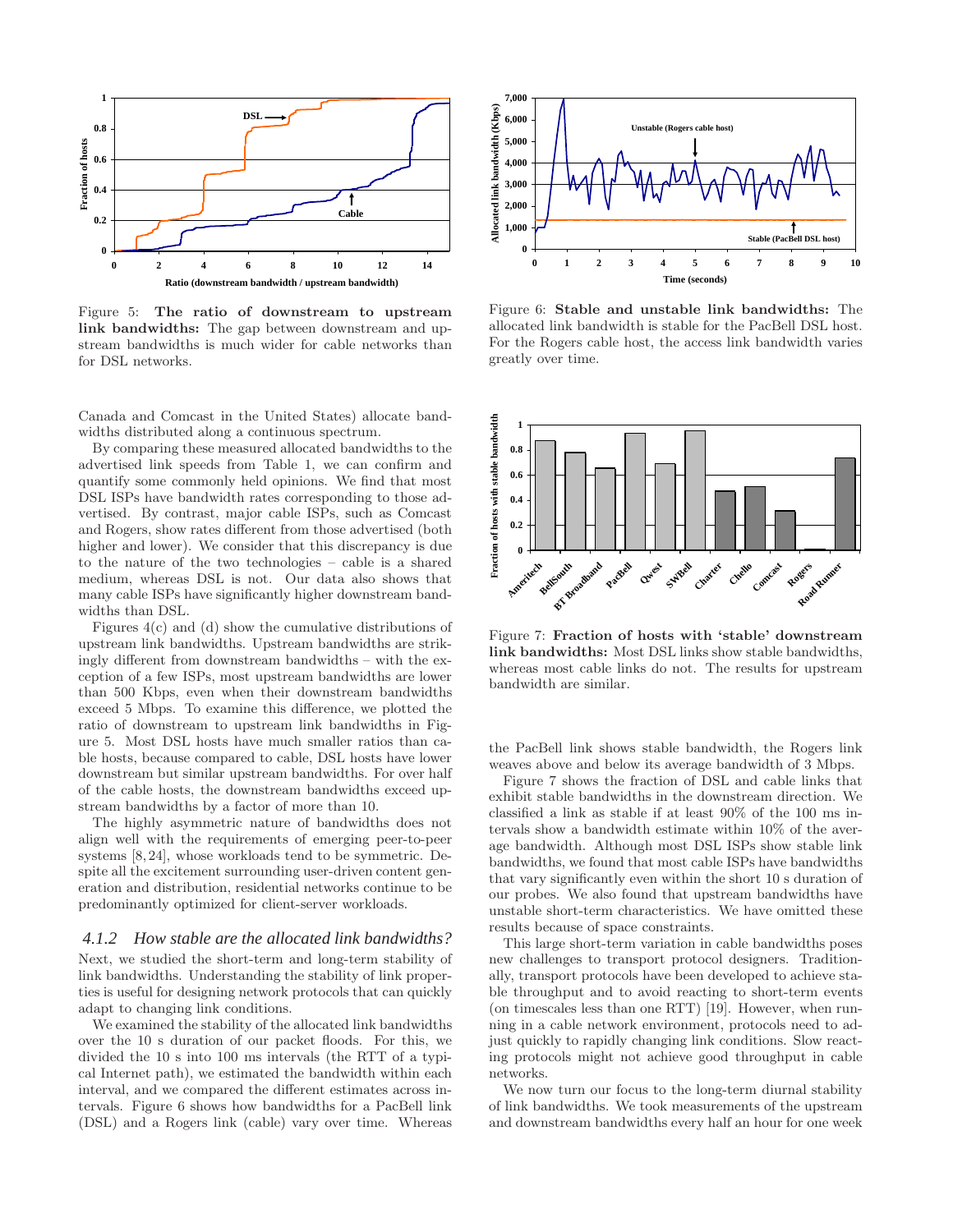Figure 5: **The ratio of downstream to upstream link bandwidths:** The gap between downstream and upstream bandwidths is much wider for cable networks than for DSL networks.

Canada and Comcast in the United States) allocate bandwidths distributed along a continuous spectrum.

By comparing these measured allocated bandwidths to the advertised link speeds from Table 1, we can confirm and quantify some commonly held opinions. We find that most DSL ISPs have bandwidth rates corresponding to those advertised. By contrast, major cable ISPs, such as Comcast and Rogers, show rates different from those advertised (both higher and lower). We consider that this discrepancy is due to the nature of the two technologies – cable is a shared medium, whereas DSL is not. Our data also shows that many cable ISPs have significantly higher downstream bandwidths than DSL.

Figures 4(c) and (d) show the cumulative distributions of upstream link bandwidths. Upstream bandwidths are strikingly different from downstream bandwidths – with the exception of a few ISPs, most upstream bandwidths are lower than 500 Kbps, even when their downstream bandwidths exceed 5 Mbps. To examine this difference, we plotted the ratio of downstream to upstream link bandwidths in Figure 5. Most DSL hosts have much smaller ratios than cable hosts, because compared to cable, DSL hosts have lower downstream but similar upstream bandwidths. For over half of the cable hosts, the downstream bandwidths exceed upstream bandwidths by a factor of more than 10.

The highly asymmetric nature of bandwidths does not align well with the requirements of emerging peer-to-peer systems [8, 24], whose workloads tend to be symmetric. Despite all the excitement surrounding user-driven content generation and distribution, residential networks continue to be predominantly optimized for client-server workloads.

### 4.1.2 How stable are the allocated link bandwidths?

Next, we studied the short-term and long-term stability of link bandwidths. Understanding the stability of link properties is useful for designing network protocols that can quickly adapt to changing link conditions.

We examined the stability of the allocated link bandwidths over the 10 s duration of our packet floods. For this, we divided the 10 s into 100 ms intervals (the RTT of a typical Internet path), we estimated the bandwidth within each interval, and we compared the different estimates across intervals. Figure 6 shows how bandwidths for a PacBell link (DSL) and a Rogers link (cable) vary over time. Whereas the PacBell link shows stable bandwidth, the Rogers link weaves above and below its average bandwidth of 3 Mbps.

Figure 6: **Stable and unstable link bandwidths:** The allocated link bandwidth is stable for the PacBell DSL host. For the Rogers cable host, the access link bandwidth varies greatly over time.

Figure 7: **Fraction of hosts with 'stable' downstream link bandwidths:** Most DSL links show stable bandwidths, whereas most cable links do not. The results for upstream bandwidth are similar.

Figure 7 shows the fraction of DSL and cable links that exhibit stable bandwidths in the downstream direction. We classified a link as stable if at least 90% of the 100 ms intervals show a bandwidth estimate within 10% of the average bandwidth. Although most DSL ISPs show stable link bandwidths, we found that most cable ISPs have bandwidths that vary significantly even within the short 10 s duration of our probes. We also found that upstream bandwidths have unstable short-term characteristics. We have omitted these results because of space constraints.

This large short-term variation in cable bandwidths poses new challenges to transport protocol designers. Traditionally, transport protocols have been developed to achieve stable throughput and to avoid reacting to short-term events (on timescales less than one RTT) [19]. However, when running in a cable network environment, protocols need to adjust quickly to rapidly changing link conditions. Slow reacting protocols might not achieve good throughput in cable networks.

We now turn our focus to the long-term diurnal stability of link bandwidths. We took measurements of the upstream and downstream bandwidths every half an hour for one week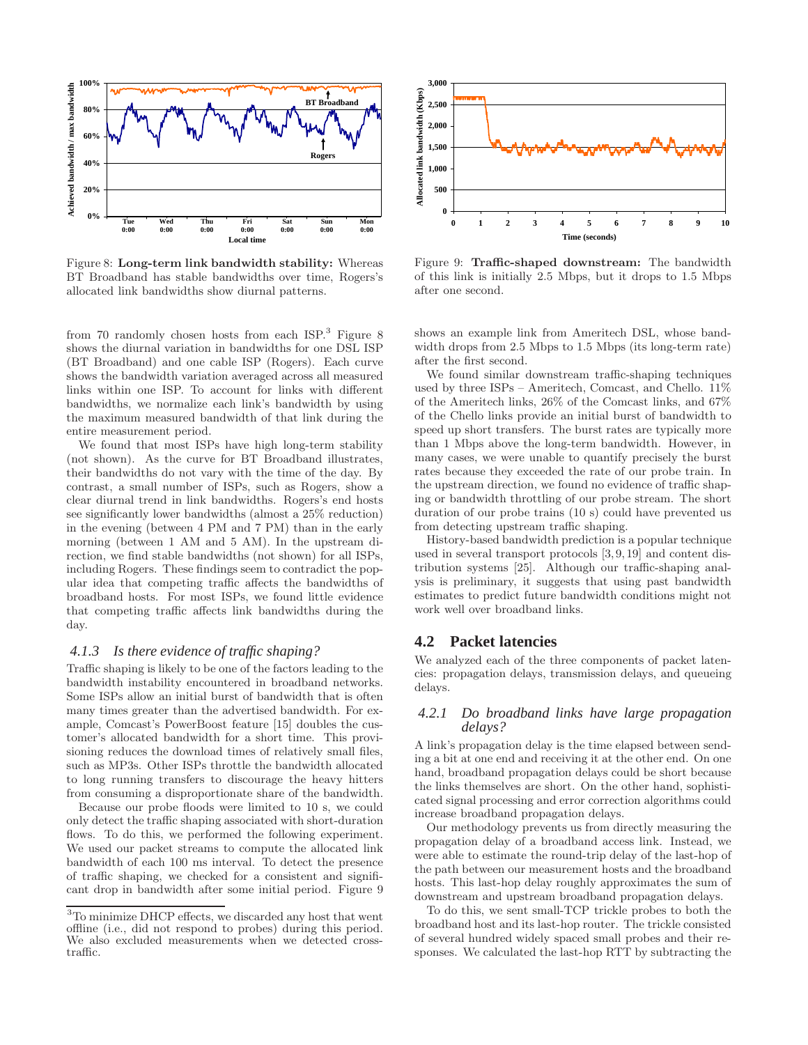Figure 8: **Long-term link bandwidth stability:** Whereas BT Broadband has stable bandwidths over time, Rogers's allocated link bandwidths show diurnal patterns.

Figure 9: **Traffic-shaped downstream:** The bandwidth of this link is initially 2.5 Mbps, but it drops to 1.5 Mbps after one second.

from 70 randomly chosen hosts from each ISP.[3] Figure 8 shows the diurnal variation in bandwidths for one DSL ISP (BT Broadband) and one cable ISP (Rogers). Each curve shows the bandwidth variation averaged across all measured links within one ISP. To account for links with different bandwidths, we normalize each link's bandwidth by using the maximum measured bandwidth of that link during the entire measurement period.

We found that most ISPs have high long-term stability (not shown). As the curve for BT Broadband illustrates, their bandwidths do not vary with the time of the day. By contrast, a small number of ISPs, such as Rogers, show a clear diurnal trend in link bandwidths. Rogers's end hosts see significantly lower bandwidths (almost a 25% reduction) in the evening (between 4 PM and 7 PM) than in the early morning (between 1 AM and 5 AM). In the upstream direction, we find stable bandwidths (not shown) for all ISPs, including Rogers. These findings seem to contradict the popular idea that competing traffic affects the bandwidths of broadband hosts. For most ISPs, we found little evidence that competing traffic affects link bandwidths during the day.

#### 4.1.3 *Is there evidence of traffic shaping?*

Traffic shaping is likely to be one of the factors leading to the bandwidth instability encountered in broadband networks. Some ISPs allow an initial burst of bandwidth that is often many times greater than the advertised bandwidth. For example, Comcast's PowerBoost feature [15] doubles the customer's allocated bandwidth for a short time. This provisioning reduces the download times of relatively small files, such as MP3s. Other ISPs throttle the bandwidth allocated to long running transfers to discourage the heavy hitters from consuming a disproportionate share of the bandwidth.

Because our probe floods were limited to 10 s, we could only detect the traffic shaping associated with short-duration flows. To do this, we performed the following experiment. We used our packet streams to compute the allocated link bandwidth of each 100 ms interval. To detect the presence of traffic shaping, we checked for a consistent and significant drop in bandwidth after some initial period. Figure 9 shows an example link from Ameritech DSL, whose bandwidth drops from 2.5 Mbps to 1.5 Mbps (its long-term rate) after the first second.

We found similar downstream traffic-shaping techniques used by three ISPs – Ameritech, Comcast, and Chello. 11% of the Ameritech links, 26% of the Comcast links, and 67% of the Chello links provide an initial burst of bandwidth to speed up short transfers. The burst rates are typically more than 1 Mbps above the long-term bandwidth. However, in many cases, we were unable to quantify precisely the burst rates because they exceeded the rate of our probe train. In the upstream direction, we found no evidence of traffic shaping or bandwidth throttling of our probe stream. The short duration of our probe trains (10 s) could have prevented us from detecting upstream traffic shaping.

History-based bandwidth prediction is a popular technique used in several transport protocols [3, 9, 19] and content distribution systems [25]. Although our traffic-shaping analysis is preliminary, it suggests that using past bandwidth estimates to predict future bandwidth conditions might not work well over broadband links.

## 4.2 Packet latencies

We analyzed each of the three components of packet latencies: propagation delays, transmission delays, and queueing delays.

#### 4.2.1 *Do broadband links have large propagation delays?*

A link's propagation delay is the time elapsed between sending a bit at one end and receiving it at the other end. On one hand, broadband propagation delays could be short because the links themselves are short. On the other hand, sophisticated signal processing and error correction algorithms could increase broadband propagation delays.

Our methodology prevents us from directly measuring the propagation delay of a broadband access link. Instead, we were able to estimate the round-trip delay of the last-hop of the path between our measurement hosts and the broadband hosts. This last-hop delay roughly approximates the sum of downstream and upstream broadband propagation delays.

To do this, we sent small-TCP trickle probes to both the broadband host and its last-hop router. The trickle consisted of several hundred widely spaced small probes and their responses. We calculated the last-hop RTT by subtracting the

[3] To minimize DHCP effects, we discarded any host that went offline (i.e., did not respond to probes) during this period. We also excluded measurements when we detected cross-traffic.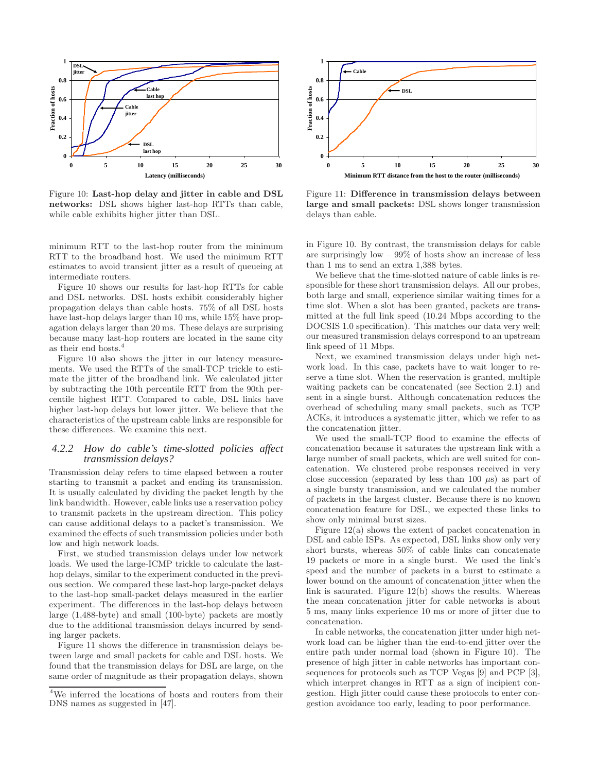Figure 10: **Last-hop delay and jitter in cable and DSL networks:** DSL shows higher last-hop RTTs than cable, while cable exhibits higher jitter than DSL.

Figure 11: **Difference in transmission delays between large and small packets:** DSL shows longer transmission delays than cable.

minimum RTT to the last-hop router from the minimum RTT to the broadband host. We used the minimum RTT estimates to avoid transient jitter as a result of queueing at intermediate routers.

Figure 10 shows our results for last-hop RTTs for cable and DSL networks. DSL hosts exhibit considerably higher propagation delays than cable hosts. 75% of all DSL hosts have last-hop delays larger than 10 ms, while 15% have propagation delays larger than 20 ms. These delays are surprising because many last-hop routers are located in the same city as their end hosts.[4]

Figure 10 also shows the jitter in our latency measurements. We used the RTTs of the small-TCP trickle to estimate the jitter of the broadband link. We calculated jitter by subtracting the 10th percentile RTT from the 90th percentile highest RTT. Compared to cable, DSL links have higher last-hop delays but lower jitter. We believe that the characteristics of the upstream cable links are responsible for these differences. We examine this next.

### 4.2.2 *How do cable's time-slotted policies affect transmission delays?*

Transmission delay refers to time elapsed between a router starting to transmit a packet and ending its transmission. It is usually calculated by dividing the packet length by the link bandwidth. However, cable links use a reservation policy to transmit packets in the upstream direction. This policy can cause additional delays to a packet's transmission. We examined the effects of such transmission policies under both low and high network loads.

First, we studied transmission delays under low network loads. We used the large-ICMP trickle to calculate the last-hop delays, similar to the experiment conducted in the previous section. We compared these last-hop large-packet delays to the last-hop small-packet delays measured in the earlier experiment. The differences in the last-hop delays between large (1,488-byte) and small (100-byte) packets are mostly due to the additional transmission delays incurred by sending larger packets.

Figure 11 shows the difference in transmission delays between large and small packets for cable and DSL hosts. We found that the transmission delays for DSL are large, on the same order of magnitude as their propagation delays, shown in Figure 10. By contrast, the transmission delays for cable are surprisingly low – 99% of hosts show an increase of less than 1 ms to send an extra 1,388 bytes.

We believe that the time-slotted nature of cable links is responsible for these short transmission delays. All our probes, both large and small, experience similar waiting times for a time slot. When a slot has been granted, packets are transmitted at the full link speed (10.24 Mbps according to the DOCSIS 1.0 specification). This matches our data very well; our measured transmission delays correspond to an upstream link speed of 11 Mbps.

Next, we examined transmission delays under high network load. In this case, packets have to wait longer to reserve a time slot. When the reservation is granted, multiple waiting packets can be concatenated (see Section 2.1) and sent in a single burst. Although concatenation reduces the overhead of scheduling many small packets, such as TCP ACKs, it introduces a systematic jitter, which we refer to as the concatenation jitter.

We used the small-TCP flood to examine the effects of concatenation because it saturates the upstream link with a large number of small packets, which are well suited for concatenation. We clustered probe responses received in very close succession (separated by less than 100 $\mu$s) as part of a single bursty transmission, and we calculated the number of packets in the largest cluster. Because there is no known concatenation feature for DSL, we expected these links to show only minimal burst sizes.

Figure 12(a) shows the extent of packet concatenation in DSL and cable ISPs. As expected, DSL links show only very short bursts, whereas 50% of cable links can concatenate 19 packets or more in a single burst. We used the link's speed and the number of packets in a burst to estimate a lower bound on the amount of concatenation jitter when the link is saturated. Figure 12(b) shows the results. Whereas the mean concatenation jitter for cable networks is about 5 ms, many links experience 10 ms or more of jitter due to concatenation.

In cable networks, the concatenation jitter under high network load can be higher than the end-to-end jitter over the entire path under normal load (shown in Figure 10). The presence of high jitter in cable networks has important consequences for protocols such as TCP Vegas [9] and PCP [3], which interpret changes in RTT as a sign of incipient congestion. High jitter could cause these protocols to enter congestion avoidance too early, leading to poor performance.

[4] We inferred the locations of hosts and routers from their DNS names as suggested in [47].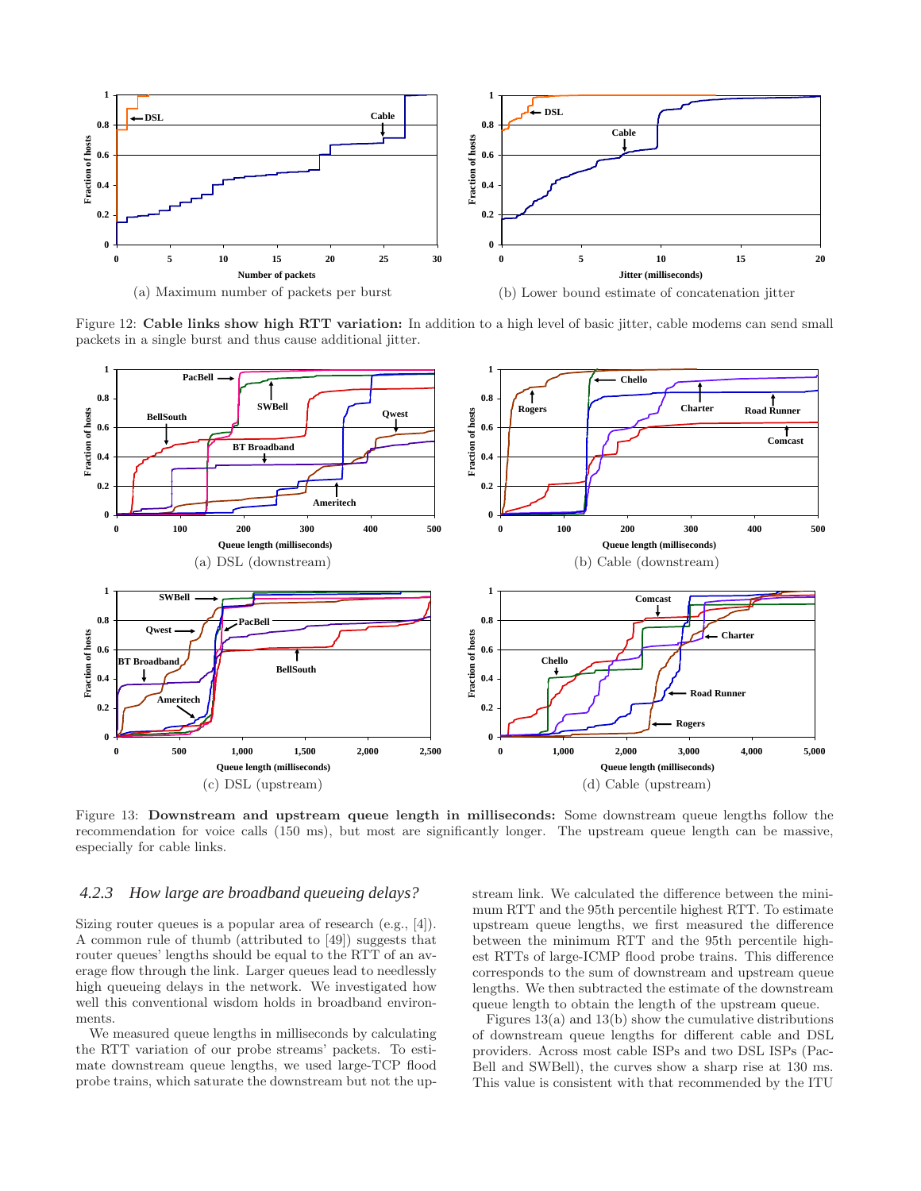(a) Maximum number of packets per burst

(b) Lower bound estimate of concatenation jitter

Figure 12: **Cable links show high RTT variation:** In addition to a high level of basic jitter, cable modems can send small packets in a single burst and thus cause additional jitter.

(a) DSL (downstream)

(b) Cable (downstream)

(c) DSL (upstream)

(d) Cable (upstream)

Figure 13: **Downstream and upstream queue length in milliseconds:** Some downstream queue lengths follow the recommendation for voice calls (150 ms), but most are significantly longer. The upstream queue length can be massive, especially for cable links.

#### 4.2.3 How large are broadband queueing delays?

Sizing router queues is a popular area of research (e.g., [4]). A common rule of thumb (attributed to [49]) suggests that router queues' lengths should be equal to the RTT of an average flow through the link. Larger queues lead to needlessly high queueing delays in the network. We investigated how well this conventional wisdom holds in broadband environments.

We measured queue lengths in milliseconds by calculating the RTT variation of our probe streams' packets. To estimate downstream queue lengths, we used large-TCP flood probe trains, which saturate the downstream but not the upstream link. We calculated the difference between the minimum RTT and the 95th percentile highest RTT. To estimate upstream queue lengths, we first measured the difference between the minimum RTT and the 95th percentile highest RTTs of large-ICMP flood probe trains. This difference corresponds to the sum of downstream and upstream queue lengths. We then subtracted the estimate of the downstream queue length to obtain the length of the upstream queue.

Figures 13(a) and 13(b) show the cumulative distributions of downstream queue lengths for different cable and DSL providers. Across most cable ISPs and two DSL ISPs (PacBell and SWBell), the curves show a sharp rise at 130 ms. This value is consistent with that recommended by the ITU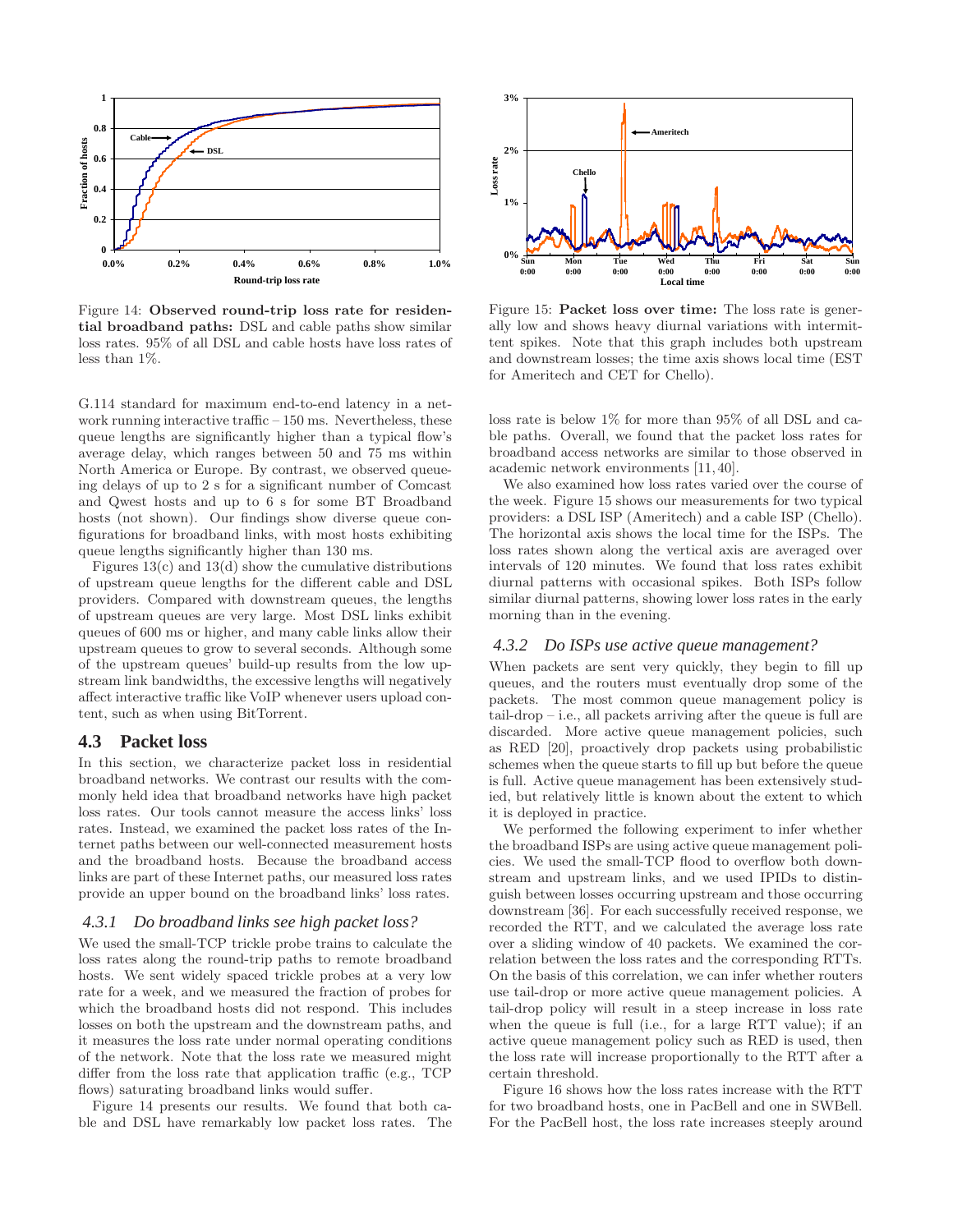Figure 14: **Observed round-trip loss rate for residential broadband paths:** DSL and cable paths show similar loss rates. 95% of all DSL and cable hosts have loss rates of less than 1%.

Figure 15: **Packet loss over time:** The loss rate is generally low and shows heavy diurnal variations with intermittent spikes. Note that this graph includes both upstream and downstream losses; the time axis shows local time (EST for Ameritech and CET for Chello).

G.114 standard for maximum end-to-end latency in a network running interactive traffic – 150 ms. Nevertheless, these queue lengths are significantly higher than a typical flow's average delay, which ranges between 50 and 75 ms within North America or Europe. By contrast, we observed queueing delays of up to 2 s for a significant number of Comcast and Qwest hosts and up to 6 s for some BT Broadband hosts (not shown). Our findings show diverse queue configurations for broadband links, with most hosts exhibiting queue lengths significantly higher than 130 ms.

Figures 13(c) and 13(d) show the cumulative distributions of upstream queue lengths for the different cable and DSL providers. Compared with downstream queues, the lengths of upstream queues are very large. Most DSL links exhibit queues of 600 ms or higher, and many cable links allow their upstream queues to grow to several seconds. Although some of the upstream queues' build-up results from the low upstream link bandwidths, the excessive lengths will negatively affect interactive traffic like VoIP whenever users upload content, such as when using BitTorrent.

## 4.3 Packet loss

In this section, we characterize packet loss in residential broadband networks. We contrast our results with the commonly held idea that broadband networks have high packet loss rates. Our tools cannot measure the access links' loss rates. Instead, we examined the packet loss rates of the Internet paths between our well-connected measurement hosts and the broadband hosts. Because the broadband access links are part of these Internet paths, our measured loss rates provide an upper bound on the broadband links' loss rates.

### 4.3.1 Do broadband links see high packet loss?

We used the small-TCP trickle probe trains to calculate the loss rates along the round-trip paths to remote broadband hosts. We sent widely spaced trickle probes at a very low rate for a week, and we measured the fraction of probes for which the broadband hosts did not respond. This includes losses on both the upstream and the downstream paths, and it measures the loss rate under normal operating conditions of the network. Note that the loss rate we measured might differ from the loss rate that application traffic (e.g., TCP flows) saturating broadband links would suffer.

Figure 14 presents our results. We found that both cable and DSL have remarkably low packet loss rates. The loss rate is below 1% for more than 95% of all DSL and cable paths. Overall, we found that the packet loss rates for broadband access networks are similar to those observed in academic network environments [11, 40].

We also examined how loss rates varied over the course of the week. Figure 15 shows our measurements for two typical providers: a DSL ISP (Ameritech) and a cable ISP (Chello). The horizontal axis shows the local time for the ISPs. The loss rates shown along the vertical axis are averaged over intervals of 120 minutes. We found that loss rates exhibit diurnal patterns with occasional spikes. Both ISPs follow similar diurnal patterns, showing lower loss rates in the early morning than in the evening.

### 4.3.2 Do ISPs use active queue management?

When packets are sent very quickly, they begin to fill up queues, and the routers must eventually drop some of the packets. The most common queue management policy is tail-drop – i.e., all packets arriving after the queue is full are discarded. More active queue management policies, such as RED [20], proactively drop packets using probabilistic schemes when the queue starts to fill up but before the queue is full. Active queue management has been extensively studied, but relatively little is known about the extent to which it is deployed in practice.

We performed the following experiment to infer whether the broadband ISPs are using active queue management policies. We used the small-TCP flood to overflow both downstream and upstream links, and we used IPIDs to distinguish between losses occurring upstream and those occurring downstream [36]. For each successfully received response, we recorded the RTT, and we calculated the average loss rate over a sliding window of 40 packets. We examined the correlation between the loss rates and the corresponding RTTs. On the basis of this correlation, we can infer whether routers use tail-drop or more active queue management policies. A tail-drop policy will result in a steep increase in loss rate when the queue is full (i.e., for a large RTT value); if an active queue management policy such as RED is used, then the loss rate will increase proportionally to the RTT after a certain threshold.

Figure 16 shows how the loss rates increase with the RTT for two broadband hosts, one in PacBell and one in SWBell. For the PacBell host, the loss rate increases steeply around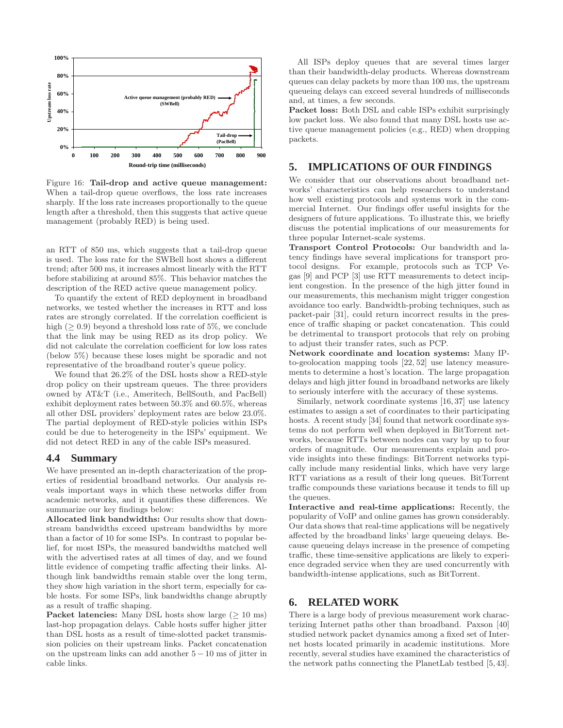Figure 16: **Tail-drop and active queue management:** When a tail-drop queue overflows, the loss rate increases sharply. If the loss rate increases proportionally to the queue length after a threshold, then this suggests that active queue management (probably RED) is being used.

an RTT of 850 ms, which suggests that a tail-drop queue is used. The loss rate for the SWBell host shows a different trend; after 500 ms, it increases almost linearly with the RTT before stabilizing at around 85%. This behavior matches the description of the RED active queue management policy.

To quantify the extent of RED deployment in broadband networks, we tested whether the increases in RTT and loss rates are strongly correlated. If the correlation coefficient is high ($\geq 0.9$) beyond a threshold loss rate of 5%, we conclude that the link may be using RED as its drop policy. We did not calculate the correlation coefficient for low loss rates (below 5%) because these loses might be sporadic and not representative of the broadband router's queue policy.

We found that 26.2% of the DSL hosts show a RED-style drop policy on their upstream queues. The three providers owned by AT&T (i.e., Ameritech, BellSouth, and PacBell) exhibit deployment rates between 50.3% and 60.5%, whereas all other DSL providers' deployment rates are below 23.0%. The partial deployment of RED-style policies within ISPs could be due to heterogeneity in the ISPs' equipment. We did not detect RED in any of the cable ISPs measured.

### 4.4 Summary

We have presented an in-depth characterization of the properties of residential broadband networks. Our analysis reveals important ways in which these networks differ from academic networks, and it quantifies these differences. We summarize our key findings below:

**Allocated link bandwidths:** Our results show that downstream bandwidths exceed upstream bandwidths by more than a factor of 10 for some ISPs. In contrast to popular belief, for most ISPs, the measured bandwidths matched well with the advertised rates at all times of day, and we found little evidence of competing traffic affecting their links. Although link bandwidths remain stable over the long term, they show high variation in the short term, especially for cable hosts. For some ISPs, link bandwidths change abruptly as a result of traffic shaping.

**Packet latencies:** Many DSL hosts show large ($\geq 10$ ms) last-hop propagation delays. Cable hosts suffer higher jitter than DSL hosts as a result of time-slotted packet transmission policies on their upstream links. Packet concatenation on the upstream links can add another $5-10$ ms of jitter in cable links.

All ISPs deploy queues that are several times larger than their bandwidth-delay products. Whereas downstream queues can delay packets by more than 100 ms, the upstream queueing delays can exceed several hundreds of milliseconds and, at times, a few seconds.

**Packet loss:** Both DSL and cable ISPs exhibit surprisingly low packet loss. We also found that many DSL hosts use active queue management policies (e.g., RED) when dropping packets.

## 5. IMPLICATIONS OF OUR FINDINGS

We consider that our observations about broadband networks' characteristics can help researchers to understand how well existing protocols and systems work in the commercial Internet. Our findings offer useful insights for the designers of future applications. To illustrate this, we briefly discuss the potential implications of our measurements for three popular Internet-scale systems.

**Transport Control Protocols:** Our bandwidth and latency findings have several implications for transport protocol designs. For example, protocols such as TCP Vegas [9] and PCP [3] use RTT measurements to detect incipient congestion. In the presence of the high jitter found in our measurements, this mechanism might trigger congestion avoidance too early. Bandwidth-probing techniques, such as packet-pair [31], could return incorrect results in the presence of traffic shaping or packet concatenation. This could be detrimental to transport protocols that rely on probing to adjust their transfer rates, such as PCP.

**Network coordinate and location systems:** Many IP-to-geolocation mapping tools [22, 52] use latency measurements to determine a host's location. The large propagation delays and high jitter found in broadband networks are likely to seriously interfere with the accuracy of these systems.

Similarly, network coordinate systems [16, 37] use latency estimates to assign a set of coordinates to their participating hosts. A recent study [34] found that network coordinate systems do not perform well when deployed in BitTorrent networks, because RTTs between nodes can vary by up to four orders of magnitude. Our measurements explain and provide insights into these findings: BitTorrent networks typically include many residential links, which have very large RTT variations as a result of their long queues. BitTorrent traffic compounds these variations because it tends to fill up the queues.

**Interactive and real-time applications:** Recently, the popularity of VoIP and online games has grown considerably. Our data shows that real-time applications will be negatively affected by the broadband links' large queueing delays. Because queueing delays increase in the presence of competing traffic, these time-sensitive applications are likely to experience degraded service when they are used concurrently with bandwidth-intense applications, such as BitTorrent.

## 6. RELATED WORK

There is a large body of previous measurement work characterizing Internet paths other than broadband. Paxson [40] studied network packet dynamics among a fixed set of Internet hosts located primarily in academic institutions. More recently, several studies have examined the characteristics of the network paths connecting the PlanetLab testbed [5, 43].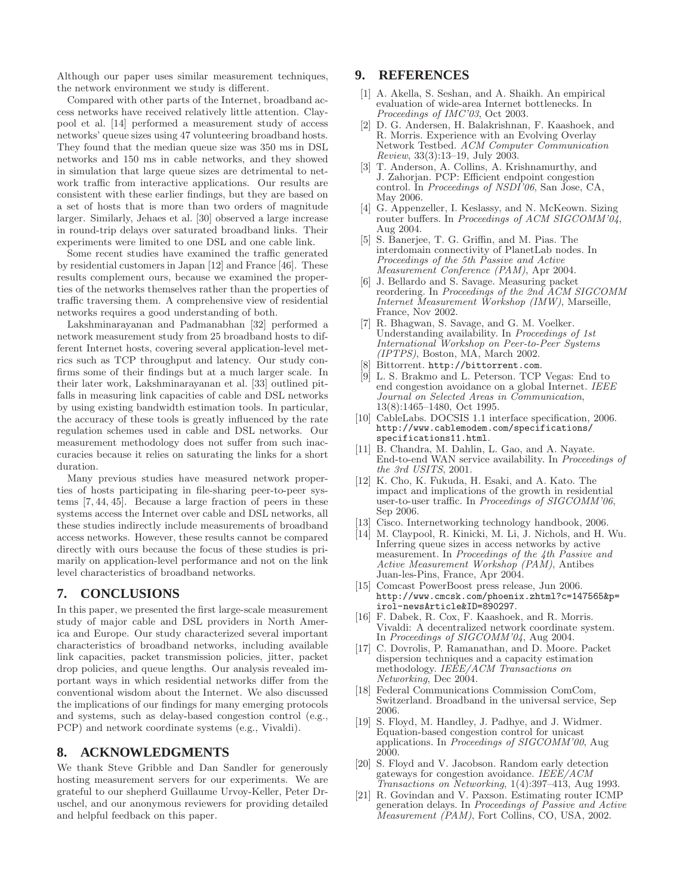Although our paper uses similar measurement techniques, the network environment we study is different.

Compared with other parts of the Internet, broadband access networks have received relatively little attention. Claypool et al. [14] performed a measurement study of access networks' queue sizes using 47 volunteering broadband hosts. They found that the median queue size was 350 ms in DSL networks and 150 ms in cable networks, and they showed in simulation that large queue sizes are detrimental to network traffic from interactive applications. Our results are consistent with these earlier findings, but they are based on a set of hosts that is more than two orders of magnitude larger. Similarly, Jehaes et al. [30] observed a large increase in round-trip delays over saturated broadband links. Their experiments were limited to one DSL and one cable link.

Some recent studies have examined the traffic generated by residential customers in Japan [12] and France [46]. These results complement ours, because we examined the properties of the networks themselves rather than the properties of traffic traversing them. A comprehensive view of residential networks requires a good understanding of both.

Lakshminarayanan and Padmanabhan [32] performed a network measurement study from 25 broadband hosts to different Internet hosts, covering several application-level metrics such as TCP throughput and latency. Our study confirms some of their findings but at a much larger scale. In their later work, Lakshminarayanan et al. [33] outlined pitfalls in measuring link capacities of cable and DSL networks by using existing bandwidth estimation tools. In particular, the accuracy of these tools is greatly influenced by the rate regulation schemes used in cable and DSL networks. Our measurement methodology does not suffer from such inaccuracies because it relies on saturating the links for a short duration.

Many previous studies have measured network properties of hosts participating in file-sharing peer-to-peer systems [7, 44, 45]. Because a large fraction of peers in these systems access the Internet over cable and DSL networks, all these studies indirectly include measurements of broadband access networks. However, these results cannot be compared directly with ours because the focus of these studies is primarily on application-level performance and not on the link level characteristics of broadband networks.

## 7. CONCLUSIONS

In this paper, we presented the first large-scale measurement study of major cable and DSL providers in North America and Europe. Our study characterized several important characteristics of broadband networks, including available link capacities, packet transmission policies, jitter, packet drop policies, and queue lengths. Our analysis revealed important ways in which residential networks differ from the conventional wisdom about the Internet. We also discussed the implications of our findings for many emerging protocols and systems, such as delay-based congestion control (e.g., PCP) and network coordinate systems (e.g., Vivaldi).

## 8. ACKNOWLEDGMENTS

We thank Steve Gribble and Dan Sandler for generously hosting measurement servers for our experiments. We are grateful to our shepherd Guillaume Urvoy-Keller, Peter Druschel, and our anonymous reviewers for providing detailed and helpful feedback on this paper.

## 9. REFERENCES

[1] A. Akella, S. Seshan, and A. Shaikh. An empirical evaluation of wide-area Internet bottlenecks. In *Proceedings of IMC'03*, Oct 2003.

[2] D. G. Andersen, H. Balakrishnan, F. Kaashoek, and R. Morris. Experience with an Evolving Overlay Network Testbed. *ACM Computer Communication Review*, 33(3):13–19, July 2003.

[3] T. Anderson, A. Collins, A. Krishnamurthy, and J. Zahorjan. PCP: Efficient endpoint congestion control. In *Proceedings of NSDI'06*, San Jose, CA, May 2006.

[4] G. Appenzeller, I. Keslassy, and N. McKeown. Sizing router buffers. In *Proceedings of ACM SIGCOMM'04*, Aug 2004.

[5] S. Banerjee, T. G. Griffin, and M. Pias. The interdomain connectivity of PlanetLab nodes. In *Proceedings of the 5th Passive and Active Measurement Conference (PAM)*, Apr 2004.

[6] J. Bellardo and S. Savage. Measuring packet reordering. In *Proceedings of the 2nd ACM SIGCOMM Internet Measurement Workshop (IMW)*, Marseille, France, Nov 2002.

[7] R. Bhagwan, S. Savage, and G. M. Voelker. Understanding availability. In *Proceedings of 1st International Workshop on Peer-to-Peer Systems (IPTPS)*, Boston, MA, March 2002.

[8] Bittorrent. `http://bittorrent.com`.

[9] L. S. Brakmo and L. Peterson. TCP Vegas: End to end congestion avoidance on a global Internet. *IEEE Journal on Selected Areas in Communication*, 13(8):1465–1480, Oct 1995.

[10] CableLabs. DOCSIS 1.1 interface specification, 2006. `http://www.cablemodem.com/specifications/specifications11.html`.

[11] B. Chandra, M. Dahlin, L. Gao, and A. Nayate. End-to-end WAN service availability. In *Proceedings of the 3rd USITS*, 2001.

[12] K. Cho, K. Fukuda, H. Esaki, and A. Kato. The impact and implications of the growth in residential user-to-user traffic. In *Proceedings of SIGCOMM'06*, Sep 2006.

[13] Cisco. Internetworking technology handbook, 2006.

[14] M. Claypool, R. Kinicki, M. Li, J. Nichols, and H. Wu. Inferring queue sizes in access networks by active measurement. In *Proceedings of the 4th Passive and Active Measurement Workshop (PAM)*, Antibes Juan-les-Pins, France, Apr 2004.

[15] Comcast PowerBoost press release, Jun 2006. `http://www.cmcsk.com/phoenix.zhtml?c=147565&p=irol-newsArticle&ID=890297`.

[16] F. Dabek, R. Cox, F. Kaashoek, and R. Morris. Vivaldi: A decentralized network coordinate system. In *Proceedings of SIGCOMM'04*, Aug 2004.

[17] C. Dovrolis, P. Ramanathan, and D. Moore. Packet dispersion techniques and a capacity estimation methodology. *IEEE/ACM Transactions on Networking*, Dec 2004.

[18] Federal Communications Commission ComCom, Switzerland. Broadband in the universal service, Sep 2006.

[19] S. Floyd, M. Handley, J. Padhye, and J. Widmer. Equation-based congestion control for unicast applications. In *Proceedings of SIGCOMM'00*, Aug 2000.

[20] S. Floyd and V. Jacobson. Random early detection gateways for congestion avoidance. *IEEE/ACM Transactions on Networking*, 1(4):397–413, Aug 1993.

[21] R. Govindan and V. Paxson. Estimating router ICMP generation delays. In *Proceedings of Passive and Active Measurement (PAM)*, Fort Collins, CO, USA, 2002.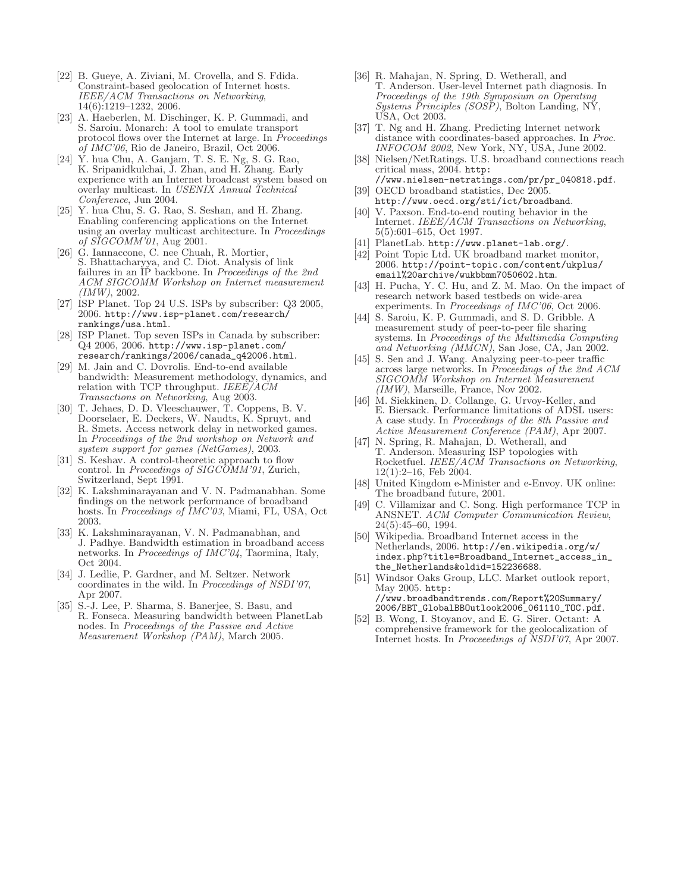[22] B. Gueye, A. Ziviani, M. Crovella, and S. Fdida. Constraint-based geolocation of Internet hosts. *IEEE/ACM Transactions on Networking*, 14(6):1219–1232, 2006.

[23] A. Haeberlen, M. Dischinger, K. P. Gummadi, and S. Saroiu. Monarch: A tool to emulate transport protocol flows over the Internet at large. In *Proceedings of IMC'06*, Rio de Janeiro, Brazil, Oct 2006.

[24] Y. hua Chu, A. Ganjam, T. S. E. Ng, S. G. Rao, K. Sripanidkulchai, J. Zhan, and H. Zhang. Early experience with an Internet broadcast system based on overlay multicast. In *USENIX Annual Technical Conference*, Jun 2004.

[25] Y. hua Chu, S. G. Rao, S. Seshan, and H. Zhang. Enabling conferencing applications on the Internet using an overlay multicast architecture. In *Proceedings of SIGCOMM'01*, Aug 2001.

[26] G. Iannaccone, C. nee Chuah, R. Mortier, S. Bhattacharyya, and C. Diot. Analysis of link failures in an IP backbone. In *Proceedings of the 2nd ACM SIGCOMM Workshop on Internet measurement (IMW)*, 2002.

[27] ISP Planet. Top 24 U.S. ISPs by subscriber: Q3 2005, 2006. http://www.isp-planet.com/research/rankings/usa.html.

[28] ISP Planet. Top seven ISPs in Canada by subscriber: Q4 2006, 2006. http://www.isp-planet.com/research/rankings/2006/canada_q42006.html.

[29] M. Jain and C. Dovrolis. End-to-end available bandwidth: Measurement methodology, dynamics, and relation with TCP throughput. *IEEE/ACM Transactions on Networking*, Aug 2003.

[30] T. Jehaes, D. D. Vleeschauwer, T. Coppens, B. V. Doorselaer, E. Deckers, W. Naudts, K. Spruyt, and R. Smets. Access network delay in networked games. In *Proceedings of the 2nd workshop on Network and system support for games (NetGames)*, 2003.

[31] S. Keshav. A control-theoretic approach to flow control. In *Proceedings of SIGCOMM'91*, Zurich, Switzerland, Sept 1991.

[32] K. Lakshminarayanan and V. N. Padmanabhan. Some findings on the network performance of broadband hosts. In *Proceedings of IMC'03*, Miami, FL, USA, Oct 2003.

[33] K. Lakshminarayanan, V. N. Padmanabhan, and J. Padhye. Bandwidth estimation in broadband access networks. In *Proceedings of IMC'04*, Taormina, Italy, Oct 2004.

[34] J. Ledlie, P. Gardner, and M. Seltzer. Network coordinates in the wild. In *Proceedings of NSDI'07*, Apr 2007.

[35] S.-J. Lee, P. Sharma, S. Banerjee, S. Basu, and R. Fonseca. Measuring bandwidth between PlanetLab nodes. In *Proceedings of the Passive and Active Measurement Workshop (PAM)*, March 2005.

[36] R. Mahajan, N. Spring, D. Wetherall, and T. Anderson. User-level Internet path diagnosis. In *Proceedings of the 19th Symposium on Operating Systems Principles (SOSP)*, Bolton Landing, NY, USA, Oct 2003.

[37] T. Ng and H. Zhang. Predicting Internet network distance with coordinates-based approaches. In *Proc. INFOCOM 2002*, New York, NY, USA, June 2002.

[38] Nielsen/NetRatings. U.S. broadband connections reach critical mass, 2004. http://www.nielsen-netratings.com/pr/pr_040818.pdf.

[39] OECD broadband statistics, Dec 2005. http://www.oecd.org/sti/ict/broadband.

[40] V. Paxson. End-to-end routing behavior in the Internet. *IEEE/ACM Transactions on Networking*, 5(5):601–615, Oct 1997.

[41] PlanetLab. http://www.planet-lab.org/.

[42] Point Topic Ltd. UK broadband market monitor, 2006. http://point-topic.com/content/ukplus/email%20archive/wukbbmm7050602.htm.

[43] H. Pucha, Y. C. Hu, and Z. M. Mao. On the impact of research network based testbeds on wide-area experiments. In *Proceedings of IMC'06*, Oct 2006.

[44] S. Saroiu, K. P. Gummadi, and S. D. Gribble. A measurement study of peer-to-peer file sharing systems. In *Proceedings of the Multimedia Computing and Networking (MMCN)*, San Jose, CA, Jan 2002.

[45] S. Sen and J. Wang. Analyzing peer-to-peer traffic across large networks. In *Proceedings of the 2nd ACM SIGCOMM Workshop on Internet Measurement (IMW)*, Marseille, France, Nov 2002.

[46] M. Siekkinen, D. Collange, G. Urvoy-Keller, and E. Biersack. Performance limitations of ADSL users: A case study. In *Proceedings of the 8th Passive and Active Measurement Conference (PAM)*, Apr 2007.

[47] N. Spring, R. Mahajan, D. Wetherall, and T. Anderson. Measuring ISP topologies with Rocketfuel. *IEEE/ACM Transactions on Networking*, 12(1):2–16, Feb 2004.

[48] United Kingdom e-Minister and e-Envoy. UK online: The broadband future, 2001.

[49] C. Villamizar and C. Song. High performance TCP in ANSNET. *ACM Computer Communication Review*, 24(5):45–60, 1994.

[50] Wikipedia. Broadband Internet access in the Netherlands, 2006. http://en.wikipedia.org/w/index.php?title=Broadband_Internet_access_in_the_Netherlands&oldid=152236688.

[51] Windsor Oaks Group, LLC. Market outlook report, May 2005. http://www.broadbandtrends.com/Report%20Summary/2006/BBT_GlobalBBOutlook2006_061110_TOC.pdf.

[52] B. Wong, I. Stoyanov, and E. G. Sirer. Octant: A comprehensive framework for the geolocalization of Internet hosts. In *Proceeedings of NSDI'07*, Apr 2007.